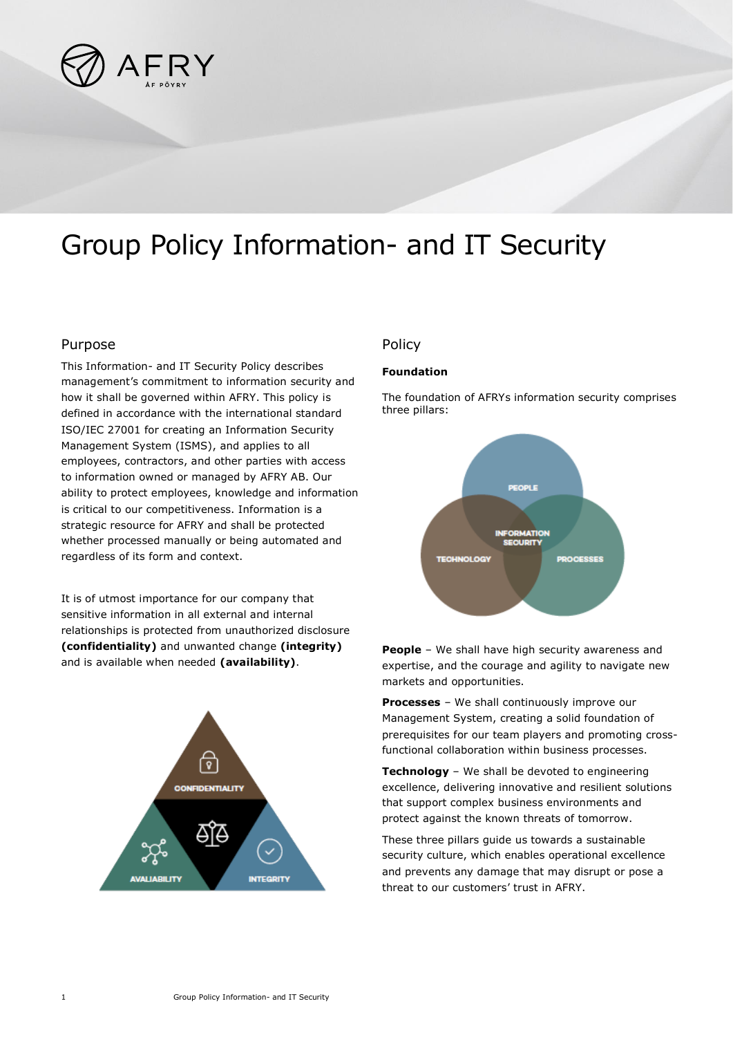# Group Policy Information- and IT Security

## Purpose

This Information- and IT Security Policy describes management's commitment to information security and how it shall be governed within AFRY. This policy is defined in accordance with the international standard ISO/IEC 27001 for creating an Information Security Management System (ISMS), and applies to all employees, contractors, and other parties with access to information owned or managed by AFRY AB. Our ability to protect employees, knowledge and information is critical to our competitiveness. Information is a strategic resource for AFRY and shall be protected whether processed manually or being automated and regardless of its form and context.

It is of utmost importance for our company that sensitive information in all external and internal relationships is protected from unauthorized disclosure **(confidentiality)** and unwanted change **(integrity)** and is available when needed **(availability)**.

## Policy

**Foundation**

The foundation of AFRYs information security comprises three pillars:

**People** – We shall have high security awareness and expertise, and the courage and agility to navigate new markets and opportunities.

**Processes** – We shall continuously improve our Management System, creating a solid foundation of prerequisites for our team players and promoting cross-functional collaboration within business processes.

**Technology** – We shall be devoted to engineering excellence, delivering innovative and resilient solutions that support complex business environments and protect against the known threats of tomorrow.

These three pillars guide us towards a sustainable security culture, which enables operational excellence and prevents any damage that may disrupt or pose a threat to our customers' trust in AFRY.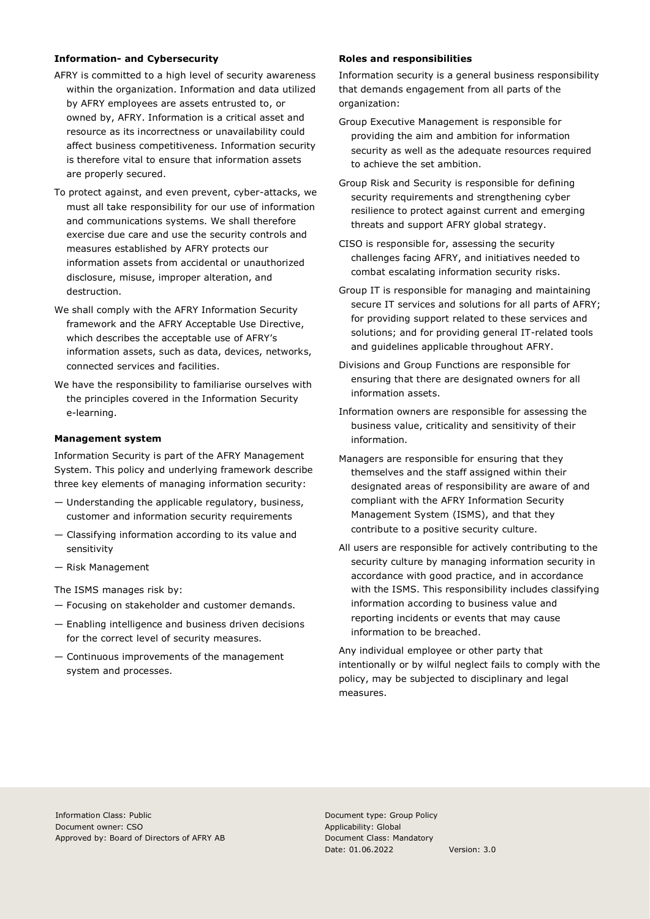**Information- and Cybersecurity**

AFRY is committed to a high level of security awareness within the organization. Information and data utilized by AFRY employees are assets entrusted to, or owned by, AFRY. Information is a critical asset and resource as its incorrectness or unavailability could affect business competitiveness. Information security is therefore vital to ensure that information assets are properly secured.

To protect against, and even prevent, cyber-attacks, we must all take responsibility for our use of information and communications systems. We shall therefore exercise due care and use the security controls and measures established by AFRY protects our information assets from accidental or unauthorized disclosure, misuse, improper alteration, and destruction.

We shall comply with the AFRY Information Security framework and the AFRY Acceptable Use Directive, which describes the acceptable use of AFRY's information assets, such as data, devices, networks, connected services and facilities.

We have the responsibility to familiarise ourselves with the principles covered in the Information Security e-learning.

**Management system**

Information Security is part of the AFRY Management System. This policy and underlying framework describe three key elements of managing information security:

— Understanding the applicable regulatory, business, customer and information security requirements

— Classifying information according to its value and sensitivity

— Risk Management

The ISMS manages risk by:

— Focusing on stakeholder and customer demands.

— Enabling intelligence and business driven decisions for the correct level of security measures.

— Continuous improvements of the management system and processes.

**Roles and responsibilities**

Information security is a general business responsibility that demands engagement from all parts of the organization:

Group Executive Management is responsible for providing the aim and ambition for information security as well as the adequate resources required to achieve the set ambition.

Group Risk and Security is responsible for defining security requirements and strengthening cyber resilience to protect against current and emerging threats and support AFRY global strategy.

CISO is responsible for, assessing the security challenges facing AFRY, and initiatives needed to combat escalating information security risks.

Group IT is responsible for managing and maintaining secure IT services and solutions for all parts of AFRY; for providing support related to these services and solutions; and for providing general IT-related tools and guidelines applicable throughout AFRY.

Divisions and Group Functions are responsible for ensuring that there are designated owners for all information assets.

Information owners are responsible for assessing the business value, criticality and sensitivity of their information.

Managers are responsible for ensuring that they themselves and the staff assigned within their designated areas of responsibility are aware of and compliant with the AFRY Information Security Management System (ISMS), and that they contribute to a positive security culture.

All users are responsible for actively contributing to the security culture by managing information security in accordance with good practice, and in accordance with the ISMS. This responsibility includes classifying information according to business value and reporting incidents or events that may cause information to be breached.

Any individual employee or other party that intentionally or by wilful neglect fails to comply with the policy, may be subjected to disciplinary and legal measures.